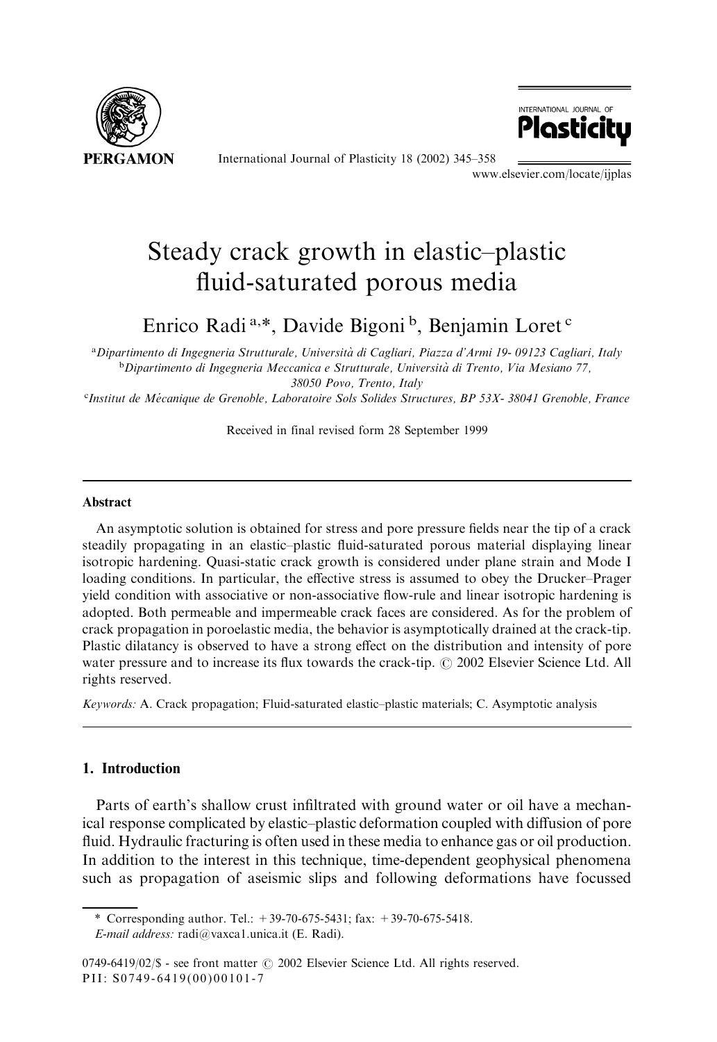# Steady crack growth in elastic–plastic fluid-saturated porous media

Enrico Radi [a,*], Davide Bigoni [b], Benjamin Loret [c]

[a] Dipartimento di Ingegneria Strutturale, Università di Cagliari, Piazza d'Armi 19- 09123 Cagliari, Italy
[b] Dipartimento di Ingegneria Meccanica e Strutturale, Università di Trento, Via Mesiano 77, 38050 Povo, Trento, Italy
[c] Institut de Mécanique de Grenoble, Laboratoire Sols Solides Structures, BP 53X- 38041 Grenoble, France

Received in final revised form 28 September 1999

## Abstract

An asymptotic solution is obtained for stress and pore pressure fields near the tip of a crack steadily propagating in an elastic–plastic fluid-saturated porous material displaying linear isotropic hardening. Quasi-static crack growth is considered under plane strain and Mode I loading conditions. In particular, the effective stress is assumed to obey the Drucker–Prager yield condition with associative or non-associative flow-rule and linear isotropic hardening is adopted. Both permeable and impermeable crack faces are considered. As for the problem of crack propagation in poroelastic media, the behavior is asymptotically drained at the crack-tip. Plastic dilatancy is observed to have a strong effect on the distribution and intensity of pore water pressure and to increase its flux towards the crack-tip. © 2002 Elsevier Science Ltd. All rights reserved.

*Keywords:* A. Crack propagation; Fluid-saturated elastic–plastic materials; C. Asymptotic analysis

## 1. Introduction

Parts of earth's shallow crust infiltrated with ground water or oil have a mechanical response complicated by elastic–plastic deformation coupled with diffusion of pore fluid. Hydraulic fracturing is often used in these media to enhance gas or oil production. In addition to the interest in this technique, time-dependent geophysical phenomena such as propagation of aseismic slips and following deformations have focussed

\* Corresponding author. Tel.: +39-70-675-5431; fax: +39-70-675-5418.
*E-mail address:* radi@vaxca1.unica.it (E. Radi).

0749-6419/02/$ - see front matter © 2002 Elsevier Science Ltd. All rights reserved.
PII: S0749-6419(00)00101-7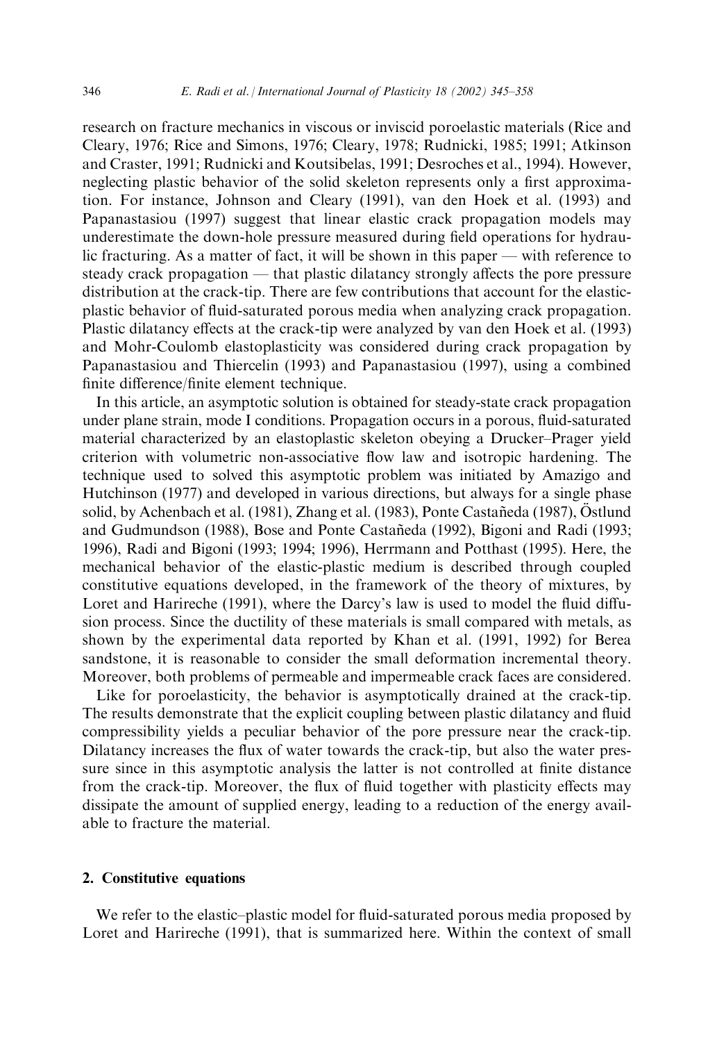research on fracture mechanics in viscous or inviscid poroelastic materials (Rice and Cleary, 1976; Rice and Simons, 1976; Cleary, 1978; Rudnicki, 1985; 1991; Atkinson and Craster, 1991; Rudnicki and Koutsibelas, 1991; Desroches et al., 1994). However, neglecting plastic behavior of the solid skeleton represents only a first approximation. For instance, Johnson and Cleary (1991), van den Hoek et al. (1993) and Papanastasiou (1997) suggest that linear elastic crack propagation models may underestimate the down-hole pressure measured during field operations for hydraulic fracturing. As a matter of fact, it will be shown in this paper — with reference to steady crack propagation — that plastic dilatancy strongly affects the pore pressure distribution at the crack-tip. There are few contributions that account for the elastic-plastic behavior of fluid-saturated porous media when analyzing crack propagation. Plastic dilatancy effects at the crack-tip were analyzed by van den Hoek et al. (1993) and Mohr-Coulomb elastoplasticity was considered during crack propagation by Papanastasiou and Thiercelin (1993) and Papanastasiou (1997), using a combined finite difference/finite element technique.

In this article, an asymptotic solution is obtained for steady-state crack propagation under plane strain, mode I conditions. Propagation occurs in a porous, fluid-saturated material characterized by an elastoplastic skeleton obeying a Drucker–Prager yield criterion with volumetric non-associative flow law and isotropic hardening. The technique used to solved this asymptotic problem was initiated by Amazigo and Hutchinson (1977) and developed in various directions, but always for a single phase solid, by Achenbach et al. (1981), Zhang et al. (1983), Ponte Castañeda (1987), Östlund and Gudmundson (1988), Bose and Ponte Castañeda (1992), Bigoni and Radi (1993; 1996), Radi and Bigoni (1993; 1994; 1996), Herrmann and Potthast (1995). Here, the mechanical behavior of the elastic-plastic medium is described through coupled constitutive equations developed, in the framework of the theory of mixtures, by Loret and Harireche (1991), where the Darcy's law is used to model the fluid diffusion process. Since the ductility of these materials is small compared with metals, as shown by the experimental data reported by Khan et al. (1991, 1992) for Berea sandstone, it is reasonable to consider the small deformation incremental theory. Moreover, both problems of permeable and impermeable crack faces are considered.

Like for poroelasticity, the behavior is asymptotically drained at the crack-tip. The results demonstrate that the explicit coupling between plastic dilatancy and fluid compressibility yields a peculiar behavior of the pore pressure near the crack-tip. Dilatancy increases the flux of water towards the crack-tip, but also the water pressure since in this asymptotic analysis the latter is not controlled at finite distance from the crack-tip. Moreover, the flux of fluid together with plasticity effects may dissipate the amount of supplied energy, leading to a reduction of the energy available to fracture the material.

## 2. Constitutive equations

We refer to the elastic–plastic model for fluid-saturated porous media proposed by Loret and Harireche (1991), that is summarized here. Within the context of small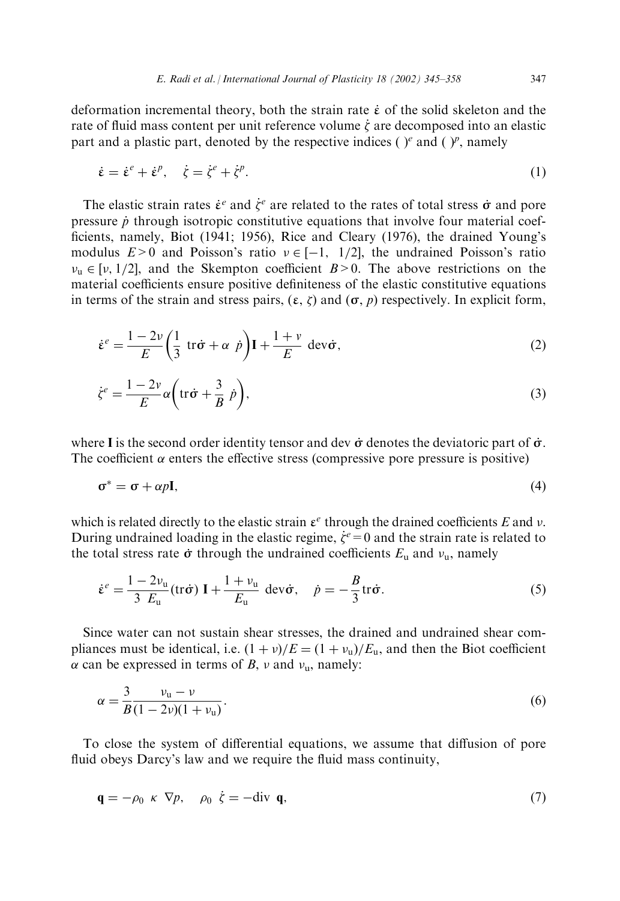deformation incremental theory, both the strain rate $\dot{\boldsymbol{\varepsilon}}$ of the solid skeleton and the rate of fluid mass content per unit reference volume $\dot{\zeta}$ are decomposed into an elastic part and a plastic part, denoted by the respective indices $(\ )^e$ and $(\ )^p$, namely

$$\dot{\boldsymbol{\varepsilon}} = \dot{\boldsymbol{\varepsilon}}^e + \dot{\boldsymbol{\varepsilon}}^p, \quad \dot{\zeta} = \dot{\zeta}^e + \dot{\zeta}^p. \tag{1}$$

The elastic strain rates $\dot{\boldsymbol{\varepsilon}}^e$ and $\dot{\zeta}^e$ are related to the rates of total stress $\dot{\boldsymbol{\sigma}}$ and pore pressure $\dot{p}$ through isotropic constitutive equations that involve four material coefficients, namely, Biot (1941; 1956), Rice and Cleary (1976), the drained Young's modulus $E > 0$ and Poisson's ratio $\nu \in [-1,\ 1/2]$, the undrained Poisson's ratio $\nu_u \in [\nu, 1/2]$, and the Skempton coefficient $B > 0$. The above restrictions on the material coefficients ensure positive definiteness of the elastic constitutive equations in terms of the strain and stress pairs, $(\boldsymbol{\varepsilon}, \zeta)$ and $(\boldsymbol{\sigma}, p)$ respectively. In explicit form,

$$\dot{\boldsymbol{\varepsilon}}^e = \frac{1-2\nu}{E}\left(\frac{1}{3}\ \mathrm{tr}\dot{\boldsymbol{\sigma}} + \alpha\ \dot{p}\right)\mathbf{I} + \frac{1+\nu}{E}\ \mathrm{dev}\dot{\boldsymbol{\sigma}}, \tag{2}$$

$$\dot{\zeta}^e = \frac{1-2\nu}{E}\alpha\left(\mathrm{tr}\dot{\boldsymbol{\sigma}} + \frac{3}{B}\ \dot{p}\right), \tag{3}$$

where $\mathbf{I}$ is the second order identity tensor and dev $\dot{\boldsymbol{\sigma}}$ denotes the deviatoric part of $\dot{\boldsymbol{\sigma}}$. The coefficient $\alpha$ enters the effective stress (compressive pore pressure is positive)

$$\boldsymbol{\sigma}^* = \boldsymbol{\sigma} + \alpha p \mathbf{I}, \tag{4}$$

which is related directly to the elastic strain $\boldsymbol{\varepsilon}^e$ through the drained coefficients $E$ and $\nu$. During undrained loading in the elastic regime, $\dot{\zeta}^e = 0$ and the strain rate is related to the total stress rate $\dot{\boldsymbol{\sigma}}$ through the undrained coefficients $E_u$ and $\nu_u$, namely

$$\dot{\boldsymbol{\varepsilon}}^e = \frac{1-2\nu_u}{3\ E_u}(\mathrm{tr}\dot{\boldsymbol{\sigma}})\ \mathbf{I} + \frac{1+\nu_u}{E_u}\ \mathrm{dev}\dot{\boldsymbol{\sigma}}, \quad \dot{p} = -\frac{B}{3}\mathrm{tr}\dot{\boldsymbol{\sigma}}. \tag{5}$$

Since water can not sustain shear stresses, the drained and undrained shear compliances must be identical, i.e. $(1+\nu)/E = (1+\nu_u)/E_u$, and then the Biot coefficient $\alpha$ can be expressed in terms of $B$, $\nu$ and $\nu_u$, namely:

$$\alpha = \frac{3}{B}\frac{\nu_u - \nu}{(1-2\nu)(1+\nu_u)}. \tag{6}$$

To close the system of differential equations, we assume that diffusion of pore fluid obeys Darcy's law and we require the fluid mass continuity,

$$\mathbf{q} = -\rho_0\ \kappa\ \nabla p, \quad \rho_0\ \dot{\zeta} = -\mathrm{div}\ \mathbf{q}, \tag{7}$$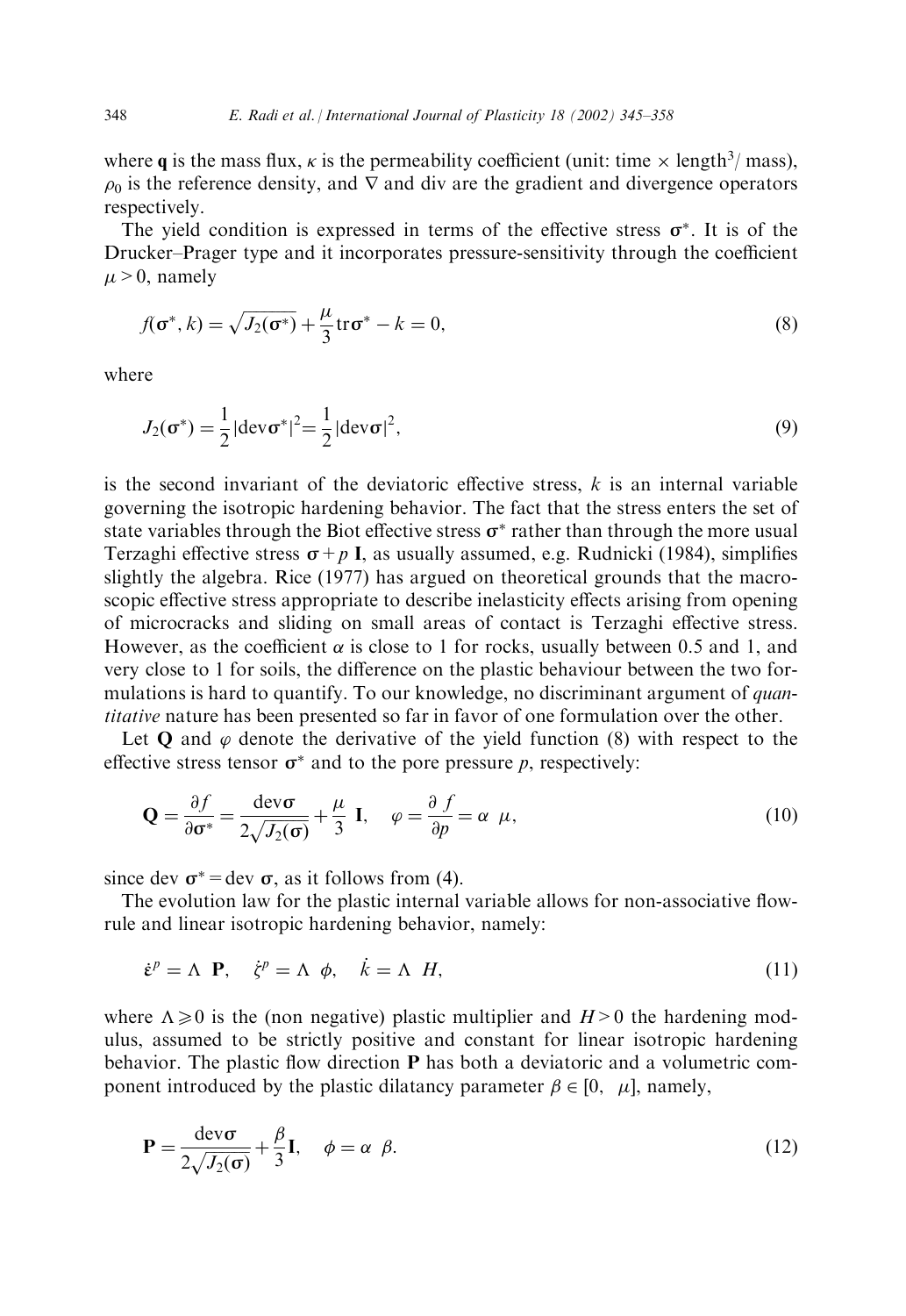where $\mathbf{q}$ is the mass flux, $\kappa$ is the permeability coefficient (unit: time $\times$ length$^3$/ mass), $\rho_0$ is the reference density, and $\nabla$ and div are the gradient and divergence operators respectively.

The yield condition is expressed in terms of the effective stress $\boldsymbol{\sigma}^*$. It is of the Drucker–Prager type and it incorporates pressure-sensitivity through the coefficient $\mu > 0$, namely

$$f(\boldsymbol{\sigma}^*, k) = \sqrt{J_2(\boldsymbol{\sigma}^*)} + \frac{\mu}{3}\mathrm{tr}\boldsymbol{\sigma}^* - k = 0, \tag{8}$$

where

$$J_2(\boldsymbol{\sigma}^*) = \frac{1}{2}|\mathrm{dev}\boldsymbol{\sigma}^*|^2 = \frac{1}{2}|\mathrm{dev}\boldsymbol{\sigma}|^2, \tag{9}$$

is the second invariant of the deviatoric effective stress, $k$ is an internal variable governing the isotropic hardening behavior. The fact that the stress enters the set of state variables through the Biot effective stress $\boldsymbol{\sigma}^*$ rather than through the more usual Terzaghi effective stress $\boldsymbol{\sigma} + p\,\mathbf{I}$, as usually assumed, e.g. Rudnicki (1984), simplifies slightly the algebra. Rice (1977) has argued on theoretical grounds that the macroscopic effective stress appropriate to describe inelasticity effects arising from opening of microcracks and sliding on small areas of contact is Terzaghi effective stress. However, as the coefficient $\alpha$ is close to 1 for rocks, usually between 0.5 and 1, and very close to 1 for soils, the difference on the plastic behaviour between the two formulations is hard to quantify. To our knowledge, no discriminant argument of *quantitative* nature has been presented so far in favor of one formulation over the other.

Let $\mathbf{Q}$ and $\varphi$ denote the derivative of the yield function (8) with respect to the effective stress tensor $\boldsymbol{\sigma}^*$ and to the pore pressure $p$, respectively:

$$\mathbf{Q} = \frac{\partial f}{\partial \boldsymbol{\sigma}^*} = \frac{\mathrm{dev}\boldsymbol{\sigma}}{2\sqrt{J_2(\boldsymbol{\sigma})}} + \frac{\mu}{3}\,\mathbf{I}, \quad \varphi = \frac{\partial f}{\partial p} = \alpha\ \mu, \tag{10}$$

since dev $\boldsymbol{\sigma}^* =$ dev $\boldsymbol{\sigma}$, as it follows from (4).

The evolution law for the plastic internal variable allows for non-associative flow-rule and linear isotropic hardening behavior, namely:

$$\dot{\boldsymbol{\varepsilon}}^p = \Lambda\ \mathbf{P}, \quad \dot{\zeta}^p = \Lambda\ \phi, \quad \dot{k} = \Lambda\ H, \tag{11}$$

where $\Lambda \geqslant 0$ is the (non negative) plastic multiplier and $H > 0$ the hardening modulus, assumed to be strictly positive and constant for linear isotropic hardening behavior. The plastic flow direction $\mathbf{P}$ has both a deviatoric and a volumetric component introduced by the plastic dilatancy parameter $\beta \in [0,\ \mu]$, namely,

$$\mathbf{P} = \frac{\mathrm{dev}\boldsymbol{\sigma}}{2\sqrt{J_2(\boldsymbol{\sigma})}} + \frac{\beta}{3}\mathbf{I}, \quad \phi = \alpha\ \beta. \tag{12}$$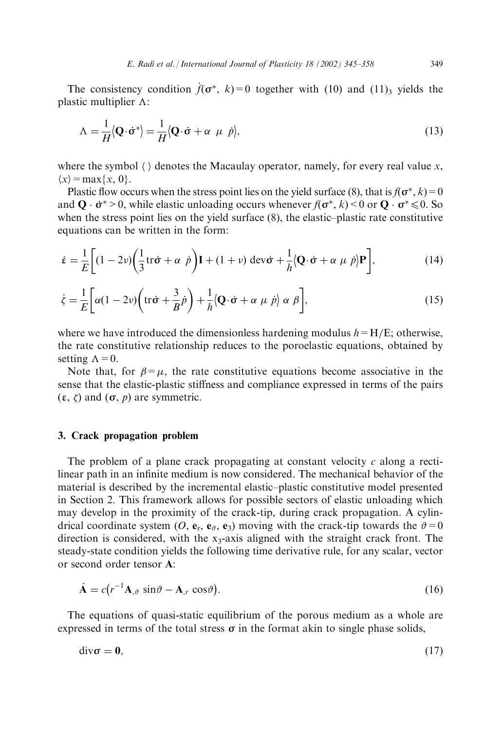The consistency condition $\dot{f}(\boldsymbol{\sigma}^*, k) = 0$ together with (10) and $(11)_3$ yields the plastic multiplier $\Lambda$:

$$\Lambda = \frac{1}{H}\langle \mathbf{Q}\cdot\dot{\boldsymbol{\sigma}}^* \rangle = \frac{1}{H}\langle \mathbf{Q}\cdot\dot{\boldsymbol{\sigma}} + \alpha\ \mu\ \dot{p} \rangle, \tag{13}$$

where the symbol $\langle\ \rangle$ denotes the Macaulay operator, namely, for every real value $x$, $\langle x \rangle = \max\{x, 0\}$.

Plastic flow occurs when the stress point lies on the yield surface (8), that is $f(\boldsymbol{\sigma}^*, k) = 0$ and $\mathbf{Q}\cdot\dot{\boldsymbol{\sigma}}^* > 0$, while elastic unloading occurs whenever $f(\boldsymbol{\sigma}^*, k) < 0$ or $\mathbf{Q}\cdot\boldsymbol{\sigma}^* \leqslant 0$. So when the stress point lies on the yield surface (8), the elastic–plastic rate constitutive equations can be written in the form:

$$\dot{\boldsymbol{\varepsilon}} = \frac{1}{E}\left[(1-2\nu)\left(\frac{1}{3}\mathrm{tr}\dot{\boldsymbol{\sigma}} + \alpha\ \dot{p}\right)\mathbf{I} + (1+\nu)\ \mathrm{dev}\dot{\boldsymbol{\sigma}} + \frac{1}{h}\langle \mathbf{Q}\cdot\dot{\boldsymbol{\sigma}} + \alpha\ \mu\ \dot{p} \rangle \mathbf{P}\right], \tag{14}$$

$$\dot{\zeta} = \frac{1}{E}\left[\alpha(1-2\nu)\left(\mathrm{tr}\dot{\boldsymbol{\sigma}} + \frac{3}{B}\dot{p}\right) + \frac{1}{h}\langle \mathbf{Q}\cdot\dot{\boldsymbol{\sigma}} + \alpha\ \mu\ \dot{p} \rangle\ \alpha\ \beta\right], \tag{15}$$

where we have introduced the dimensionless hardening modulus $h = H/E$; otherwise, the rate constitutive relationship reduces to the poroelastic equations, obtained by setting $\Lambda = 0$.

Note that, for $\beta = \mu$, the rate constitutive equations become associative in the sense that the elastic-plastic stiffness and compliance expressed in terms of the pairs $(\boldsymbol{\varepsilon}, \zeta)$ and $(\boldsymbol{\sigma}, p)$ are symmetric.

## 3. Crack propagation problem

The problem of a plane crack propagating at constant velocity $c$ along a rectilinear path in an infinite medium is now considered. The mechanical behavior of the material is described by the incremental elastic–plastic constitutive model presented in Section 2. This framework allows for possible sectors of elastic unloading which may develop in the proximity of the crack-tip, during crack propagation. A cylindrical coordinate system $(O, \mathbf{e}_r, \mathbf{e}_\vartheta, \mathbf{e}_3)$ moving with the crack-tip towards the $\vartheta = 0$ direction is considered, with the $x_3$-axis aligned with the straight crack front. The steady-state condition yields the following time derivative rule, for any scalar, vector or second order tensor $\mathbf{A}$:

$$\dot{\mathbf{A}} = c\left(r^{-1}\mathbf{A}_{,\vartheta}\ \sin\vartheta - \mathbf{A}_{,r}\ \cos\vartheta\right). \tag{16}$$

The equations of quasi-static equilibrium of the porous medium as a whole are expressed in terms of the total stress $\boldsymbol{\sigma}$ in the format akin to single phase solids,

$$\mathrm{div}\boldsymbol{\sigma} = \mathbf{0}, \tag{17}$$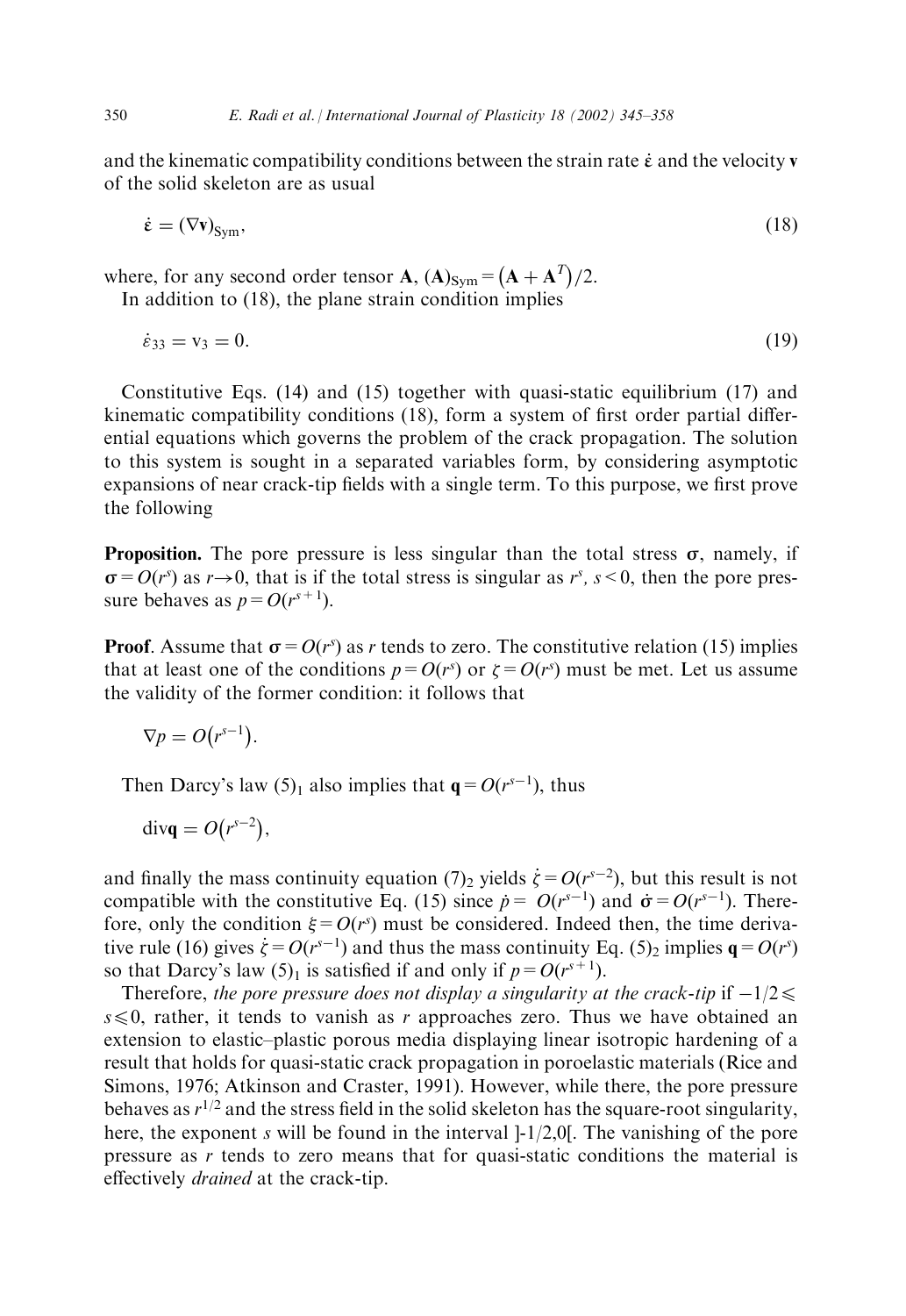and the kinematic compatibility conditions between the strain rate $\dot{\boldsymbol{\varepsilon}}$ and the velocity $\mathbf{v}$ of the solid skeleton are as usual

$$\dot{\boldsymbol{\varepsilon}} = (\nabla \mathbf{v})_{\mathrm{Sym}}, \tag{18}$$

where, for any second order tensor $\mathbf{A}$, $(\mathbf{A})_{\mathrm{Sym}} = \left(\mathbf{A} + \mathbf{A}^T\right)/2$.

In addition to (18), the plane strain condition implies

$$\dot{\varepsilon}_{33} = \mathrm{v}_3 = 0. \tag{19}$$

Constitutive Eqs. (14) and (15) together with quasi-static equilibrium (17) and kinematic compatibility conditions (18), form a system of first order partial differential equations which governs the problem of the crack propagation. The solution to this system is sought in a separated variables form, by considering asymptotic expansions of near crack-tip fields with a single term. To this purpose, we first prove the following

**Proposition.** The pore pressure is less singular than the total stress $\boldsymbol{\sigma}$, namely, if $\boldsymbol{\sigma} = O(r^s)$ as $r \to 0$, that is if the total stress is singular as $r^s$, $s < 0$, then the pore pressure behaves as $p = O(r^{s+1})$.

**Proof**. Assume that $\boldsymbol{\sigma} = O(r^s)$ as $r$ tends to zero. The constitutive relation (15) implies that at least one of the conditions $p = O(r^s)$ or $\zeta = O(r^s)$ must be met. Let us assume the validity of the former condition: it follows that

$$\nabla p = O\left(r^{s-1}\right).$$

Then Darcy's law $(5)_1$ also implies that $\mathbf{q} = O(r^{s-1})$, thus

$$\mathrm{div}\mathbf{q} = O\left(r^{s-2}\right),$$

and finally the mass continuity equation $(7)_2$ yields $\dot{\zeta} = O(r^{s-2})$, but this result is not compatible with the constitutive Eq. (15) since $\dot{p} = O(r^{s-1})$ and $\dot{\boldsymbol{\sigma}} = O(r^{s-1})$. Therefore, only the condition $\xi = O(r^s)$ must be considered. Indeed then, the time derivative rule (16) gives $\dot{\zeta} = O(r^{s-1})$ and thus the mass continuity Eq. $(5)_2$ implies $\mathbf{q} = O(r^s)$ so that Darcy's law $(5)_1$ is satisfied if and only if $p = O(r^{s+1})$.

Therefore, *the pore pressure does not display a singularity at the crack-tip* if $-1/2 \leqslant s \leqslant 0$, rather, it tends to vanish as $r$ approaches zero. Thus we have obtained an extension to elastic–plastic porous media displaying linear isotropic hardening of a result that holds for quasi-static crack propagation in poroelastic materials (Rice and Simons, 1976; Atkinson and Craster, 1991). However, while there, the pore pressure behaves as $r^{1/2}$ and the stress field in the solid skeleton has the square-root singularity, here, the exponent $s$ will be found in the interval $]-1/2,0[$. The vanishing of the pore pressure as $r$ tends to zero means that for quasi-static conditions the material is effectively *drained* at the crack-tip.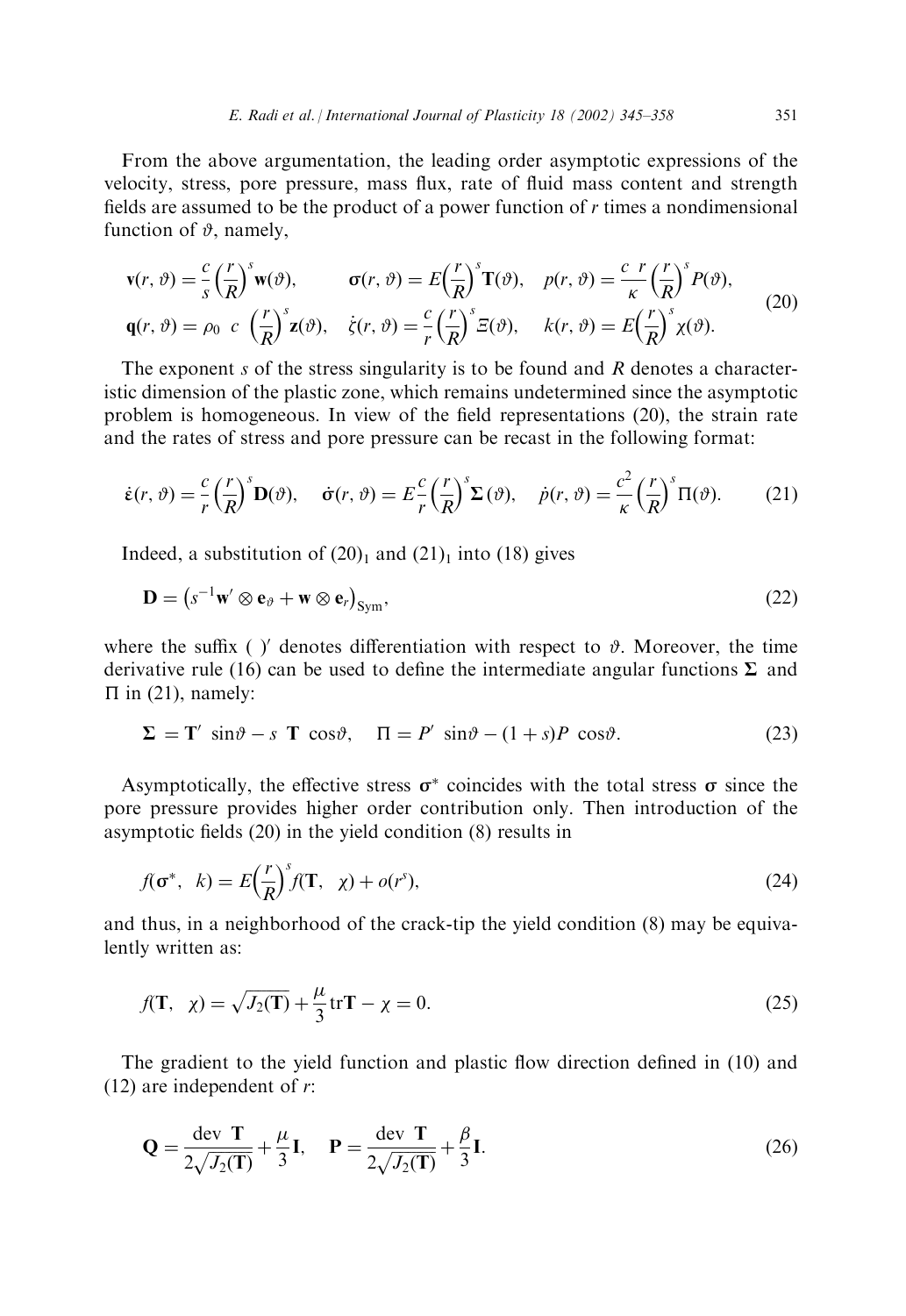From the above argumentation, the leading order asymptotic expressions of the velocity, stress, pore pressure, mass flux, rate of fluid mass content and strength fields are assumed to be the product of a power function of $r$ times a nondimensional function of $\vartheta$, namely,

$$
\begin{aligned}
\mathbf{v}(r,\vartheta) &= \frac{c}{s}\left(\frac{r}{R}\right)^{s}\mathbf{w}(\vartheta), \qquad \boldsymbol{\sigma}(r,\vartheta) = E\left(\frac{r}{R}\right)^{s}\mathbf{T}(\vartheta), \quad p(r,\vartheta) = \frac{c\ r}{\kappa}\left(\frac{r}{R}\right)^{s}P(\vartheta), \\
\mathbf{q}(r,\vartheta) &= \rho_0\ c\ \left(\frac{r}{R}\right)^{s}\mathbf{z}(\vartheta), \quad \dot{\zeta}(r,\vartheta) = \frac{c}{r}\left(\frac{r}{R}\right)^{s}\Xi(\vartheta), \quad k(r,\vartheta) = E\left(\frac{r}{R}\right)^{s}\chi(\vartheta).
\end{aligned}
\tag{20}
$$

The exponent $s$ of the stress singularity is to be found and $R$ denotes a characteristic dimension of the plastic zone, which remains undetermined since the asymptotic problem is homogeneous. In view of the field representations (20), the strain rate and the rates of stress and pore pressure can be recast in the following format:

$$
\dot{\boldsymbol{\varepsilon}}(r,\vartheta) = \frac{c}{r}\left(\frac{r}{R}\right)^{s}\mathbf{D}(\vartheta), \quad \dot{\boldsymbol{\sigma}}(r,\vartheta) = E\frac{c}{r}\left(\frac{r}{R}\right)^{s}\boldsymbol{\Sigma}(\vartheta), \quad \dot{p}(r,\vartheta) = \frac{c^2}{\kappa}\left(\frac{r}{R}\right)^{s}\Pi(\vartheta). \tag{21}
$$

Indeed, a substitution of $(20)_1$ and $(21)_1$ into (18) gives

$$
\mathbf{D} = \left(s^{-1}\mathbf{w}' \otimes \mathbf{e}_\vartheta + \mathbf{w} \otimes \mathbf{e}_r\right)_{\mathrm{Sym}}, \tag{22}
$$

where the suffix $(\ )'$ denotes differentiation with respect to $\vartheta$. Moreover, the time derivative rule (16) can be used to define the intermediate angular functions $\boldsymbol{\Sigma}$ and $\Pi$ in (21), namely:

$$
\boldsymbol{\Sigma} = \mathbf{T}'\ \sin\vartheta - s\ \mathbf{T}\ \cos\vartheta, \quad \Pi = P'\ \sin\vartheta - (1+s)P\ \cos\vartheta. \tag{23}
$$

Asymptotically, the effective stress $\boldsymbol{\sigma}^*$ coincides with the total stress $\boldsymbol{\sigma}$ since the pore pressure provides higher order contribution only. Then introduction of the asymptotic fields (20) in the yield condition (8) results in

$$
f(\boldsymbol{\sigma}^*,\ k) = E\left(\frac{r}{R}\right)^{s} f(\mathbf{T},\ \chi) + o(r^s), \tag{24}
$$

and thus, in a neighborhood of the crack-tip the yield condition (8) may be equivalently written as:

$$
f(\mathbf{T},\ \chi) = \sqrt{J_2(\mathbf{T})} + \frac{\mu}{3}\mathrm{tr}\mathbf{T} - \chi = 0. \tag{25}
$$

The gradient to the yield function and plastic flow direction defined in (10) and (12) are independent of $r$:

$$
\mathbf{Q} = \frac{\mathrm{dev}\ \mathbf{T}}{2\sqrt{J_2(\mathbf{T})}} + \frac{\mu}{3}\mathbf{I}, \quad \mathbf{P} = \frac{\mathrm{dev}\ \mathbf{T}}{2\sqrt{J_2(\mathbf{T})}} + \frac{\beta}{3}\mathbf{I}. \tag{26}
$$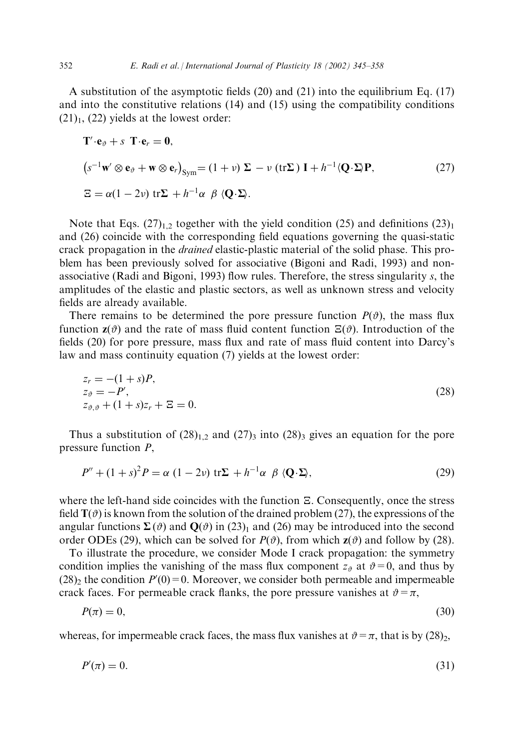A substitution of the asymptotic fields (20) and (21) into the equilibrium Eq. (17) and into the constitutive relations (14) and (15) using the compatibility conditions $(21)_1$, (22) yields at the lowest order:

$$
\begin{aligned}
&\mathbf{T}'\cdot\mathbf{e}_\vartheta + s\ \mathbf{T}\cdot\mathbf{e}_r = \mathbf{0}, \\
&\left(s^{-1}\mathbf{w}'\otimes\mathbf{e}_\vartheta + \mathbf{w}\otimes\mathbf{e}_r\right)_{\text{Sym}} = (1+\nu)\ \boldsymbol{\Sigma} - \nu\ (\text{tr}\boldsymbol{\Sigma})\ \mathbf{I} + h^{-1}\langle\mathbf{Q}\cdot\boldsymbol{\Sigma}\rangle\mathbf{P}, \qquad (27) \\
&\Xi = \alpha(1-2\nu)\ \text{tr}\boldsymbol{\Sigma} + h^{-1}\alpha\ \beta\ \langle\mathbf{Q}\cdot\boldsymbol{\Sigma}\rangle.
\end{aligned}
$$

Note that Eqs. $(27)_{1,2}$ together with the yield condition (25) and definitions $(23)_1$ and (26) coincide with the corresponding field equations governing the quasi-static crack propagation in the *drained* elastic-plastic material of the solid phase. This problem has been previously solved for associative (Bigoni and Radi, 1993) and non-associative (Radi and Bigoni, 1993) flow rules. Therefore, the stress singularity $s$, the amplitudes of the elastic and plastic sectors, as well as unknown stress and velocity fields are already available.

There remains to be determined the pore pressure function $P(\vartheta)$, the mass flux function $\mathbf{z}(\vartheta)$ and the rate of mass fluid content function $\Xi(\vartheta)$. Introduction of the fields (20) for pore pressure, mass flux and rate of mass fluid content into Darcy's law and mass continuity equation (7) yields at the lowest order:

$$
\begin{aligned}
&z_r = -(1+s)P, \\
&z_\vartheta = -P', \qquad (28) \\
&z_{\vartheta,\vartheta} + (1+s)z_r + \Xi = 0.
\end{aligned}
$$

Thus a substitution of $(28)_{1,2}$ and $(27)_3$ into $(28)_3$ gives an equation for the pore pressure function $P$,

$$
P'' + (1+s)^2 P = \alpha\ (1-2\nu)\ \text{tr}\boldsymbol{\Sigma} + h^{-1}\alpha\ \beta\ \langle\mathbf{Q}\cdot\boldsymbol{\Sigma}\rangle, \qquad (29)
$$

where the left-hand side coincides with the function $\Xi$. Consequently, once the stress field $\mathbf{T}(\vartheta)$ is known from the solution of the drained problem (27), the expressions of the angular functions $\boldsymbol{\Sigma}(\vartheta)$ and $\mathbf{Q}(\vartheta)$ in $(23)_1$ and (26) may be introduced into the second order ODEs (29), which can be solved for $P(\vartheta)$, from which $\mathbf{z}(\vartheta)$ and follow by (28).

To illustrate the procedure, we consider Mode I crack propagation: the symmetry condition implies the vanishing of the mass flux component $z_\vartheta$ at $\vartheta=0$, and thus by $(28)_2$ the condition $P'(0)=0$. Moreover, we consider both permeable and impermeable crack faces. For permeable crack flanks, the pore pressure vanishes at $\vartheta=\pi$,

$$
P(\pi) = 0, \qquad (30)
$$

whereas, for impermeable crack faces, the mass flux vanishes at $\vartheta=\pi$, that is by $(28)_2$,

$$
P'(\pi) = 0. \qquad (31)
$$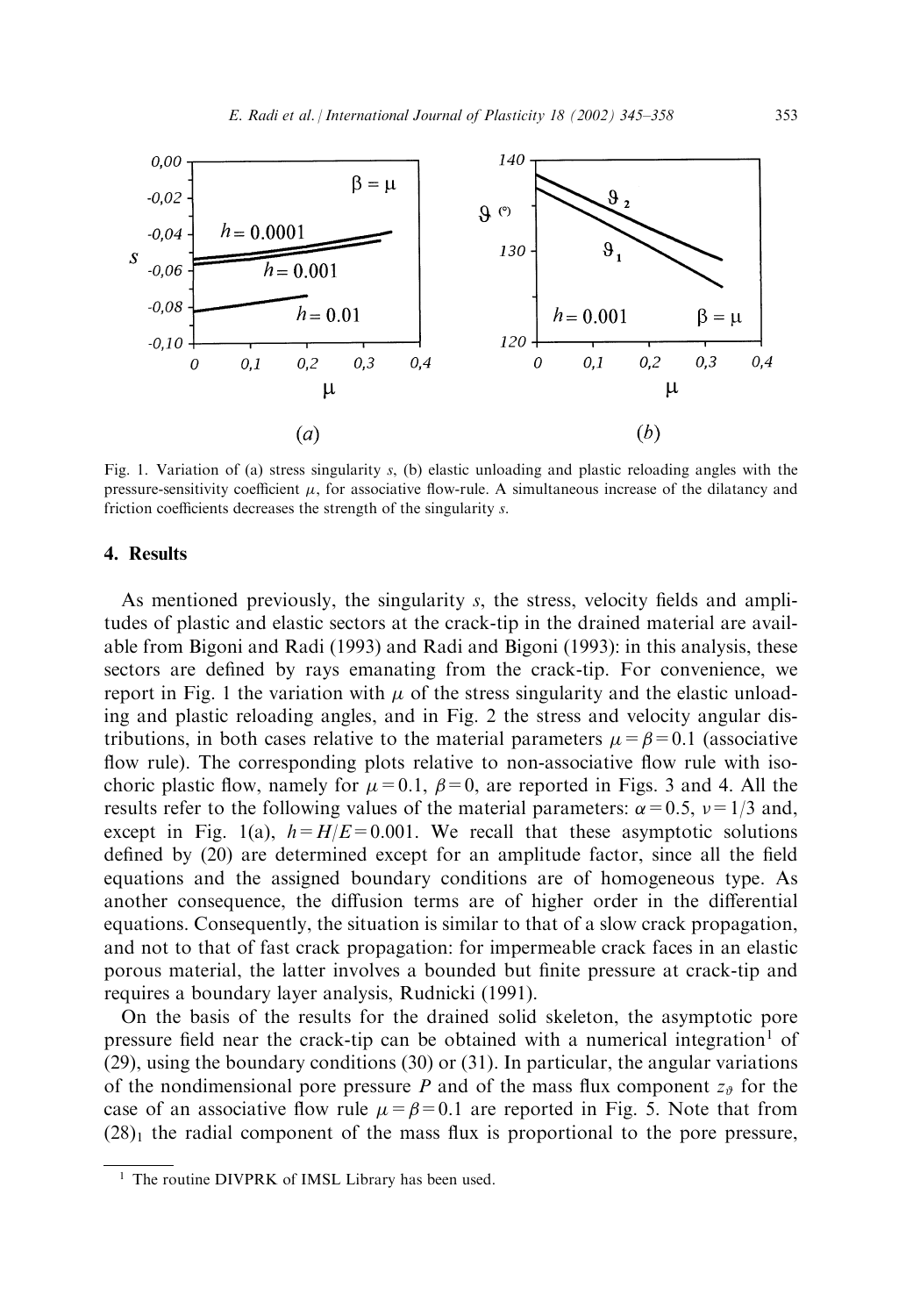Fig. 1. Variation of (a) stress singularity $s$, (b) elastic unloading and plastic reloading angles with the pressure-sensitivity coefficient $\mu$, for associative flow-rule. A simultaneous increase of the dilatancy and friction coefficients decreases the strength of the singularity $s$.

## 4. Results

As mentioned previously, the singularity $s$, the stress, velocity fields and amplitudes of plastic and elastic sectors at the crack-tip in the drained material are available from Bigoni and Radi (1993) and Radi and Bigoni (1993): in this analysis, these sectors are defined by rays emanating from the crack-tip. For convenience, we report in Fig. 1 the variation with $\mu$ of the stress singularity and the elastic unloading and plastic reloading angles, and in Fig. 2 the stress and velocity angular distributions, in both cases relative to the material parameters $\mu = \beta = 0.1$ (associative flow rule). The corresponding plots relative to non-associative flow rule with isochoric plastic flow, namely for $\mu = 0.1$, $\beta = 0$, are reported in Figs. 3 and 4. All the results refer to the following values of the material parameters: $\alpha = 0.5$, $\nu = 1/3$ and, except in Fig. 1(a), $h = H/E = 0.001$. We recall that these asymptotic solutions defined by (20) are determined except for an amplitude factor, since all the field equations and the assigned boundary conditions are of homogeneous type. As another consequence, the diffusion terms are of higher order in the differential equations. Consequently, the situation is similar to that of a slow crack propagation, and not to that of fast crack propagation: for impermeable crack faces in an elastic porous material, the latter involves a bounded but finite pressure at crack-tip and requires a boundary layer analysis, Rudnicki (1991).

On the basis of the results for the drained solid skeleton, the asymptotic pore pressure field near the crack-tip can be obtained with a numerical integration[1] of (29), using the boundary conditions (30) or (31). In particular, the angular variations of the nondimensional pore pressure $P$ and of the mass flux component $z_\vartheta$ for the case of an associative flow rule $\mu = \beta = 0.1$ are reported in Fig. 5. Note that from $(28)_1$ the radial component of the mass flux is proportional to the pore pressure,

[1] The routine DIVPRK of IMSL Library has been used.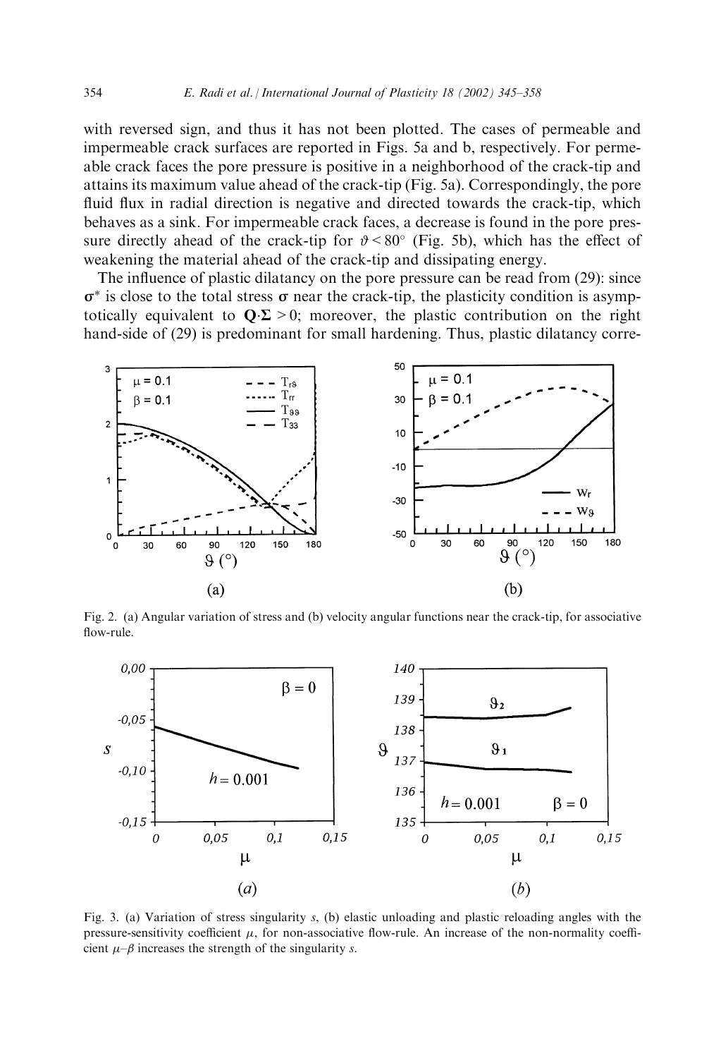with reversed sign, and thus it has not been plotted. The cases of permeable and impermeable crack surfaces are reported in Figs. 5a and b, respectively. For permeable crack faces the pore pressure is positive in a neighborhood of the crack-tip and attains its maximum value ahead of the crack-tip (Fig. 5a). Correspondingly, the pore fluid flux in radial direction is negative and directed towards the crack-tip, which behaves as a sink. For impermeable crack faces, a decrease is found in the pore pressure directly ahead of the crack-tip for $\vartheta < 80°$ (Fig. 5b), which has the effect of weakening the material ahead of the crack-tip and dissipating energy.

The influence of plastic dilatancy on the pore pressure can be read from (29): since $\boldsymbol{\sigma}^*$ is close to the total stress $\boldsymbol{\sigma}$ near the crack-tip, the plasticity condition is asymptotically equivalent to $\mathbf{Q}{\cdot}\boldsymbol{\Sigma} > 0$; moreover, the plastic contribution on the right hand-side of (29) is predominant for small hardening. Thus, plastic dilatancy corre-

Fig. 2. (a) Angular variation of stress and (b) velocity angular functions near the crack-tip, for associative flow-rule.

Fig. 3. (a) Variation of stress singularity $s$, (b) elastic unloading and plastic reloading angles with the pressure-sensitivity coefficient $\mu$, for non-associative flow-rule. An increase of the non-normality coefficient $\mu$–$\beta$ increases the strength of the singularity $s$.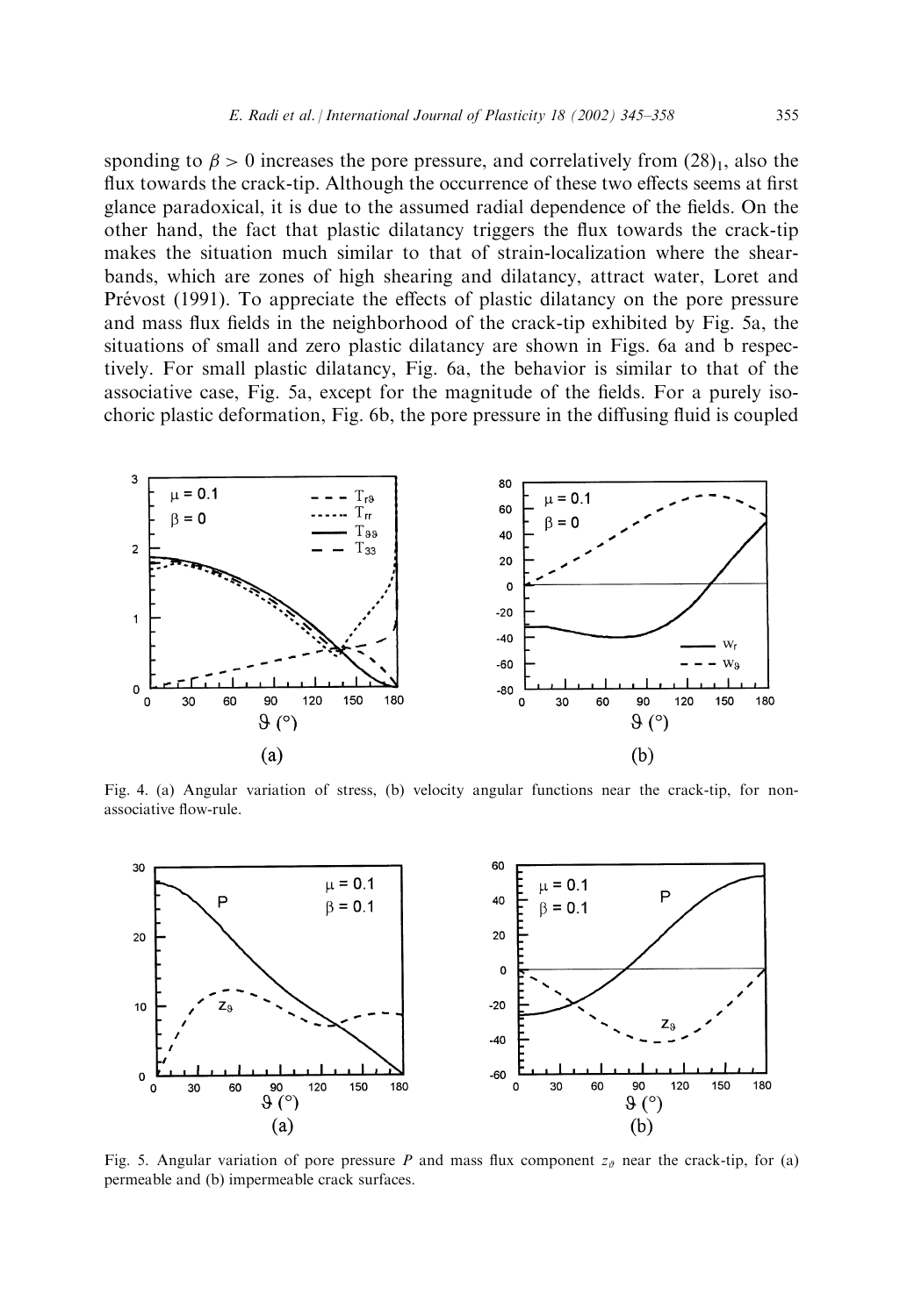sponding to $\beta > 0$ increases the pore pressure, and correlatively from $(28)_1$, also the flux towards the crack-tip. Although the occurrence of these two effects seems at first glance paradoxical, it is due to the assumed radial dependence of the fields. On the other hand, the fact that plastic dilatancy triggers the flux towards the crack-tip makes the situation much similar to that of strain-localization where the shear-bands, which are zones of high shearing and dilatancy, attract water, Loret and Prévost (1991). To appreciate the effects of plastic dilatancy on the pore pressure and mass flux fields in the neighborhood of the crack-tip exhibited by Fig. 5a, the situations of small and zero plastic dilatancy are shown in Figs. 6a and b respectively. For small plastic dilatancy, Fig. 6a, the behavior is similar to that of the associative case, Fig. 5a, except for the magnitude of the fields. For a purely isochoric plastic deformation, Fig. 6b, the pore pressure in the diffusing fluid is coupled

Fig. 4. (a) Angular variation of stress, (b) velocity angular functions near the crack-tip, for non-associative flow-rule.

Fig. 5. Angular variation of pore pressure $P$ and mass flux component $z_\vartheta$ near the crack-tip, for (a) permeable and (b) impermeable crack surfaces.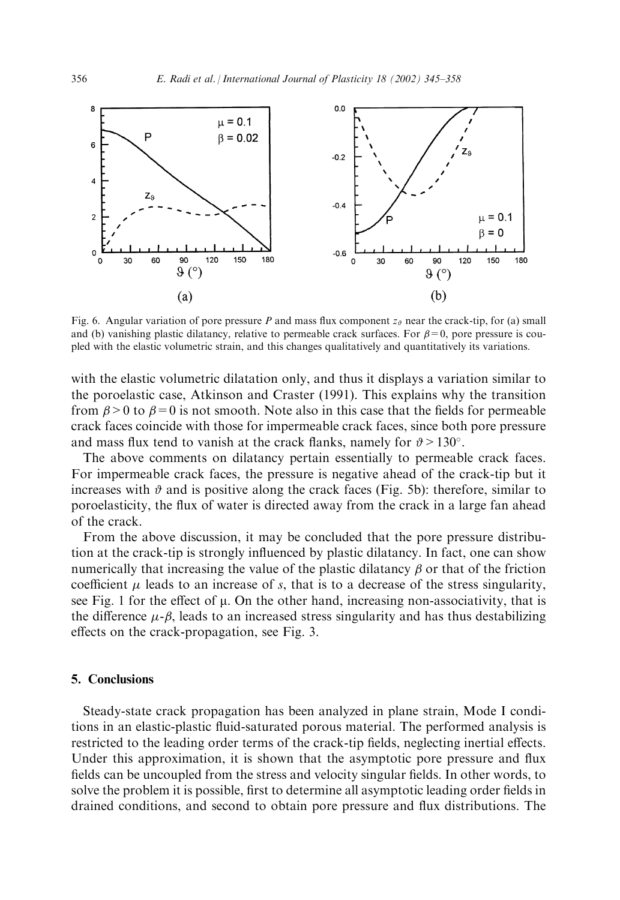Fig. 6. Angular variation of pore pressure $P$ and mass flux component $z_\vartheta$ near the crack-tip, for (a) small and (b) vanishing plastic dilatancy, relative to permeable crack surfaces. For $\beta = 0$, pore pressure is coupled with the elastic volumetric strain, and this changes qualitatively and quantitatively its variations.

with the elastic volumetric dilatation only, and thus it displays a variation similar to the poroelastic case, Atkinson and Craster (1991). This explains why the transition from $\beta > 0$ to $\beta = 0$ is not smooth. Note also in this case that the fields for permeable crack faces coincide with those for impermeable crack faces, since both pore pressure and mass flux tend to vanish at the crack flanks, namely for $\vartheta > 130°$.

The above comments on dilatancy pertain essentially to permeable crack faces. For impermeable crack faces, the pressure is negative ahead of the crack-tip but it increases with $\vartheta$ and is positive along the crack faces (Fig. 5b): therefore, similar to poroelasticity, the flux of water is directed away from the crack in a large fan ahead of the crack.

From the above discussion, it may be concluded that the pore pressure distribution at the crack-tip is strongly influenced by plastic dilatancy. In fact, one can show numerically that increasing the value of the plastic dilatancy $\beta$ or that of the friction coefficient $\mu$ leads to an increase of $s$, that is to a decrease of the stress singularity, see Fig. 1 for the effect of $\mu$. On the other hand, increasing non-associativity, that is the difference $\mu$-$\beta$, leads to an increased stress singularity and has thus destabilizing effects on the crack-propagation, see Fig. 3.

## 5. Conclusions

Steady-state crack propagation has been analyzed in plane strain, Mode I conditions in an elastic-plastic fluid-saturated porous material. The performed analysis is restricted to the leading order terms of the crack-tip fields, neglecting inertial effects. Under this approximation, it is shown that the asymptotic pore pressure and flux fields can be uncoupled from the stress and velocity singular fields. In other words, to solve the problem it is possible, first to determine all asymptotic leading order fields in drained conditions, and second to obtain pore pressure and flux distributions. The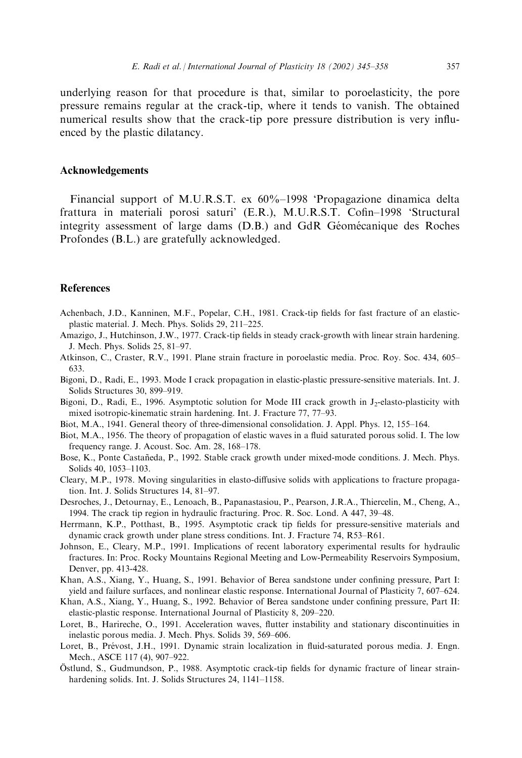underlying reason for that procedure is that, similar to poroelasticity, the pore pressure remains regular at the crack-tip, where it tends to vanish. The obtained numerical results show that the crack-tip pore pressure distribution is very influenced by the plastic dilatancy.

## Acknowledgements

Financial support of M.U.R.S.T. ex 60%–1998 'Propagazione dinamica delta frattura in materiali porosi saturi' (E.R.), M.U.R.S.T. Cofin–1998 'Structural integrity assessment of large dams (D.B.) and GdR Géomécanique des Roches Profondes (B.L.) are gratefully acknowledged.

## References

Achenbach, J.D., Kanninen, M.F., Popelar, C.H., 1981. Crack-tip fields for fast fracture of an elastic-plastic material. J. Mech. Phys. Solids 29, 211–225.

Amazigo, J., Hutchinson, J.W., 1977. Crack-tip fields in steady crack-growth with linear strain hardening. J. Mech. Phys. Solids 25, 81–97.

Atkinson, C., Craster, R.V., 1991. Plane strain fracture in poroelastic media. Proc. Roy. Soc. 434, 605–633.

Bigoni, D., Radi, E., 1993. Mode I crack propagation in elastic-plastic pressure-sensitive materials. Int. J. Solids Structures 30, 899–919.

Bigoni, D., Radi, E., 1996. Asymptotic solution for Mode III crack growth in $J_2$-elasto-plasticity with mixed isotropic-kinematic strain hardening. Int. J. Fracture 77, 77–93.

Biot, M.A., 1941. General theory of three-dimensional consolidation. J. Appl. Phys. 12, 155–164.

Biot, M.A., 1956. The theory of propagation of elastic waves in a fluid saturated porous solid. I. The low frequency range. J. Acoust. Soc. Am. 28, 168–178.

Bose, K., Ponte Castañeda, P., 1992. Stable crack growth under mixed-mode conditions. J. Mech. Phys. Solids 40, 1053–1103.

Cleary, M.P., 1978. Moving singularities in elasto-diffusive solids with applications to fracture propagation. Int. J. Solids Structures 14, 81–97.

Desroches, J., Detournay, E., Lenoach, B., Papanastasiou, P., Pearson, J.R.A., Thiercelin, M., Cheng, A., 1994. The crack tip region in hydraulic fracturing. Proc. R. Soc. Lond. A 447, 39–48.

Herrmann, K.P., Potthast, B., 1995. Asymptotic crack tip fields for pressure-sensitive materials and dynamic crack growth under plane stress conditions. Int. J. Fracture 74, R53–R61.

Johnson, E., Cleary, M.P., 1991. Implications of recent laboratory experimental results for hydraulic fractures. In: Proc. Rocky Mountains Regional Meeting and Low-Permeability Reservoirs Symposium, Denver, pp. 413-428.

Khan, A.S., Xiang, Y., Huang, S., 1991. Behavior of Berea sandstone under confining pressure, Part I: yield and failure surfaces, and nonlinear elastic response. International Journal of Plasticity 7, 607–624.

Khan, A.S., Xiang, Y., Huang, S., 1992. Behavior of Berea sandstone under confining pressure, Part II: elastic-plastic response. International Journal of Plasticity 8, 209–220.

Loret, B., Harireche, O., 1991. Acceleration waves, flutter instability and stationary discontinuities in inelastic porous media. J. Mech. Phys. Solids 39, 569–606.

Loret, B., Prévost, J.H., 1991. Dynamic strain localization in fluid-saturated porous media. J. Engn. Mech., ASCE 117 (4), 907–922.

Östlund, S., Gudmundson, P., 1988. Asymptotic crack-tip fields for dynamic fracture of linear strain-hardening solids. Int. J. Solids Structures 24, 1141–1158.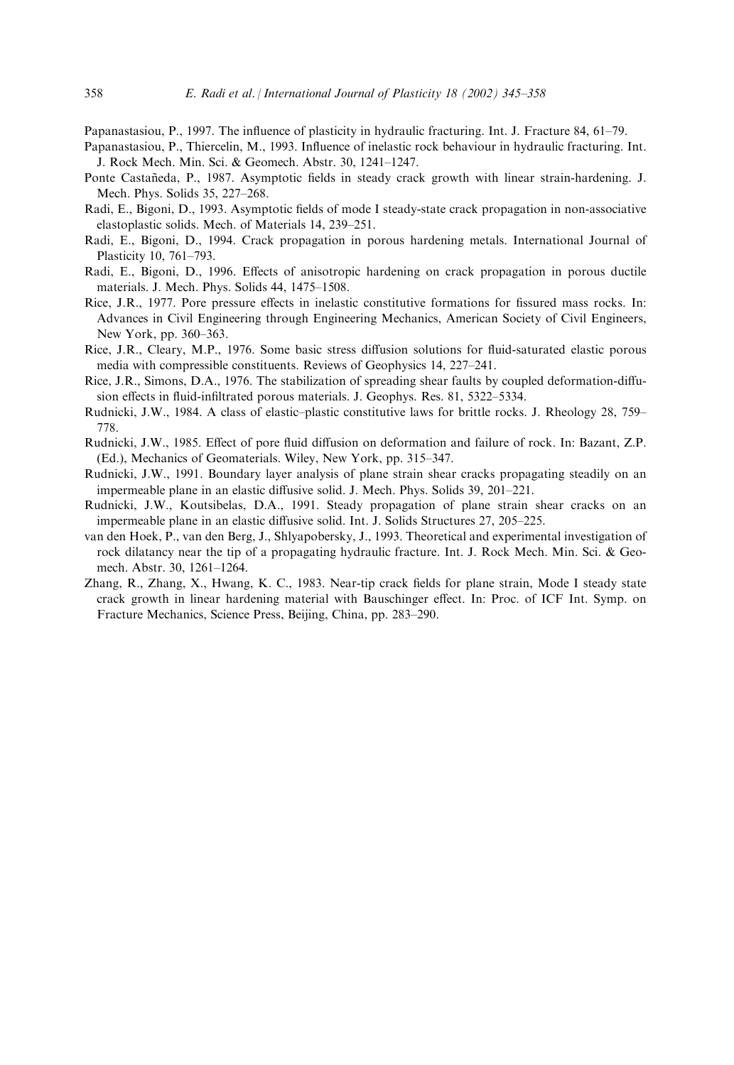Papanastasiou, P., 1997. The influence of plasticity in hydraulic fracturing. Int. J. Fracture 84, 61–79.

Papanastasiou, P., Thiercelin, M., 1993. Influence of inelastic rock behaviour in hydraulic fracturing. Int. J. Rock Mech. Min. Sci. & Geomech. Abstr. 30, 1241–1247.

Ponte Castañeda, P., 1987. Asymptotic fields in steady crack growth with linear strain-hardening. J. Mech. Phys. Solids 35, 227–268.

Radi, E., Bigoni, D., 1993. Asymptotic fields of mode I steady-state crack propagation in non-associative elastoplastic solids. Mech. of Materials 14, 239–251.

Radi, E., Bigoni, D., 1994. Crack propagation in porous hardening metals. International Journal of Plasticity 10, 761–793.

Radi, E., Bigoni, D., 1996. Effects of anisotropic hardening on crack propagation in porous ductile materials. J. Mech. Phys. Solids 44, 1475–1508.

Rice, J.R., 1977. Pore pressure effects in inelastic constitutive formations for fissured mass rocks. In: Advances in Civil Engineering through Engineering Mechanics, American Society of Civil Engineers, New York, pp. 360–363.

Rice, J.R., Cleary, M.P., 1976. Some basic stress diffusion solutions for fluid-saturated elastic porous media with compressible constituents. Reviews of Geophysics 14, 227–241.

Rice, J.R., Simons, D.A., 1976. The stabilization of spreading shear faults by coupled deformation-diffusion effects in fluid-infiltrated porous materials. J. Geophys. Res. 81, 5322–5334.

Rudnicki, J.W., 1984. A class of elastic–plastic constitutive laws for brittle rocks. J. Rheology 28, 759–778.

Rudnicki, J.W., 1985. Effect of pore fluid diffusion on deformation and failure of rock. In: Bazant, Z.P. (Ed.), Mechanics of Geomaterials. Wiley, New York, pp. 315–347.

Rudnicki, J.W., 1991. Boundary layer analysis of plane strain shear cracks propagating steadily on an impermeable plane in an elastic diffusive solid. J. Mech. Phys. Solids 39, 201–221.

Rudnicki, J.W., Koutsibelas, D.A., 1991. Steady propagation of plane strain shear cracks on an impermeable plane in an elastic diffusive solid. Int. J. Solids Structures 27, 205–225.

van den Hoek, P., van den Berg, J., Shlyapobersky, J., 1993. Theoretical and experimental investigation of rock dilatancy near the tip of a propagating hydraulic fracture. Int. J. Rock Mech. Min. Sci. & Geomech. Abstr. 30, 1261–1264.

Zhang, R., Zhang, X., Hwang, K. C., 1983. Near-tip crack fields for plane strain, Mode I steady state crack growth in linear hardening material with Bauschinger effect. In: Proc. of ICF Int. Symp. on Fracture Mechanics, Science Press, Beijing, China, pp. 283–290.